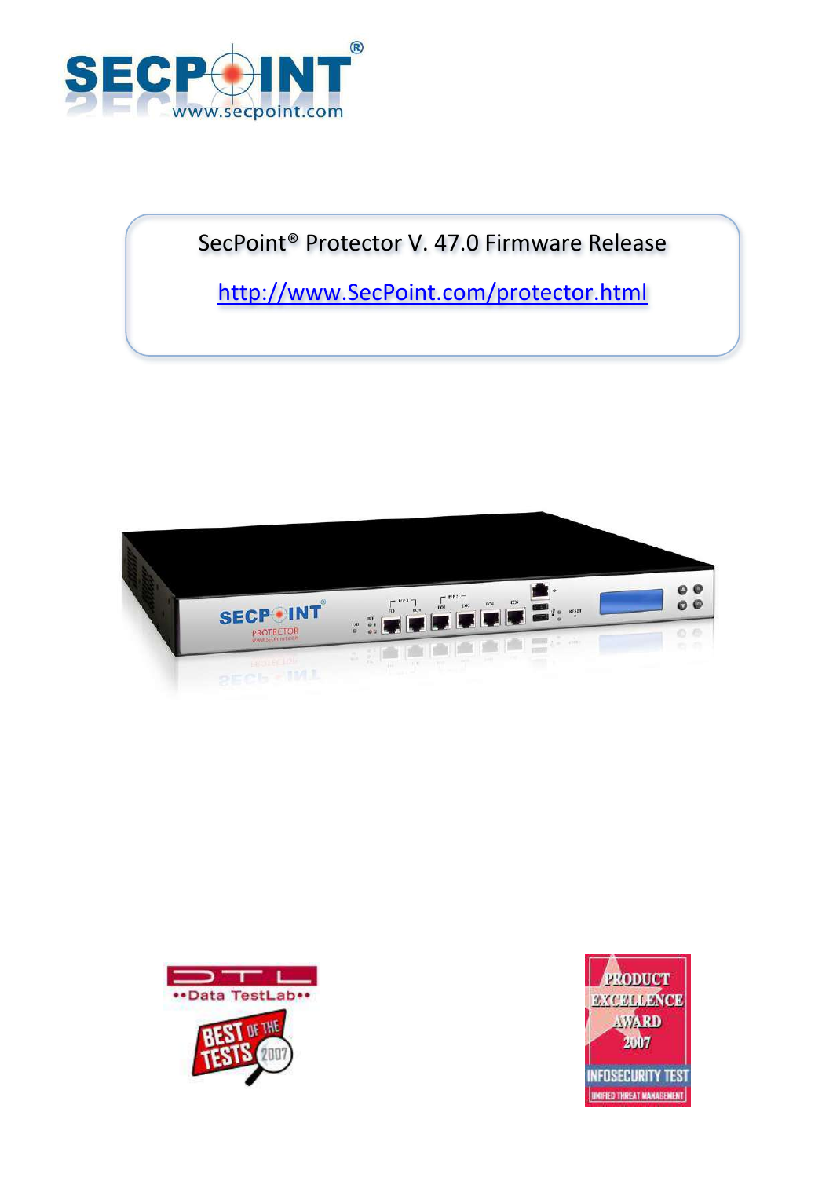SecPoint® Protector V. 47.0 Firmware Release

http://www.SecPoint.com/protector.html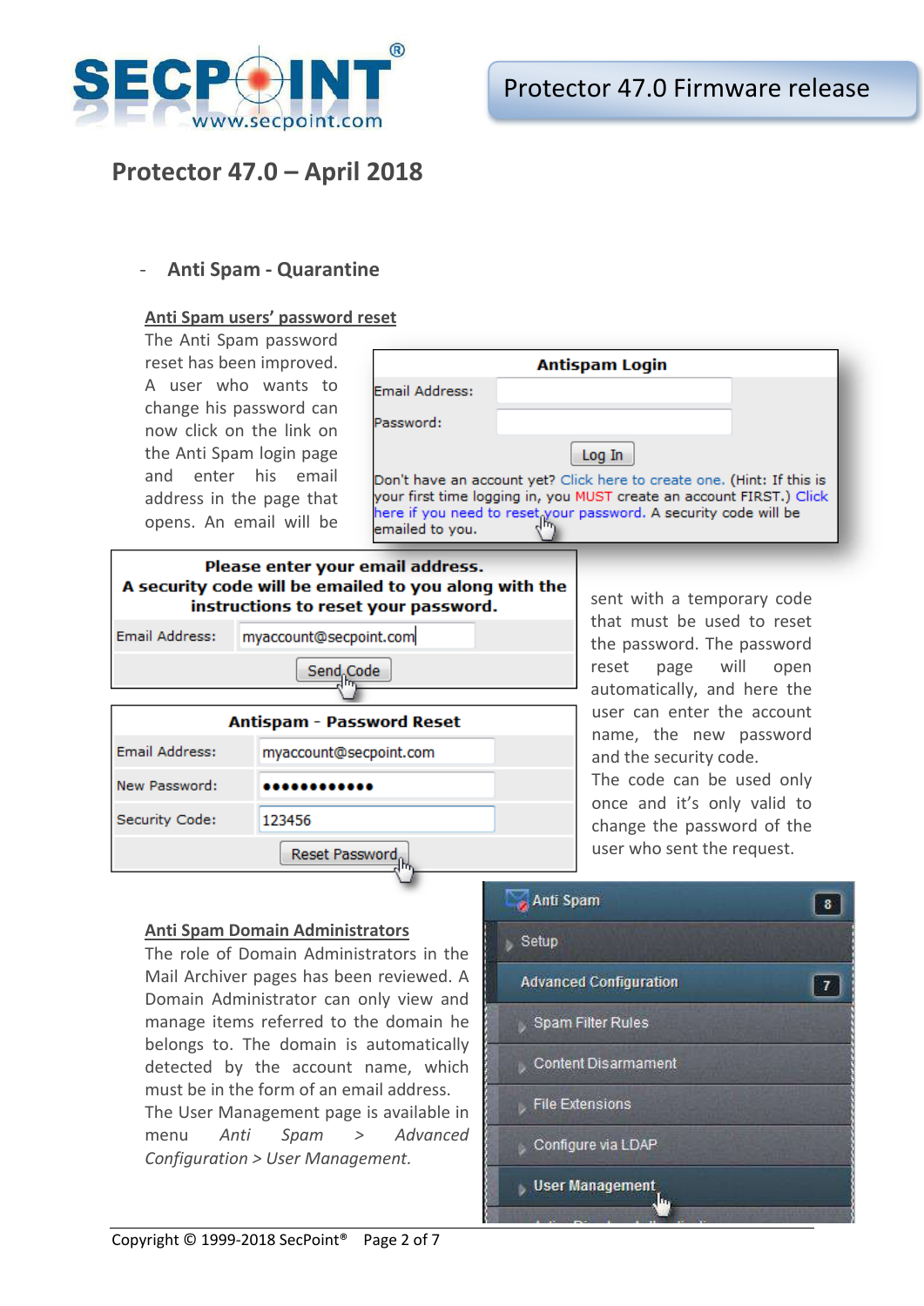# Protector 47.0 – April 2018

- **Anti Spam - Quarantine**

**Anti Spam users' password reset**

The Anti Spam password reset has been improved. A user who wants to change his password can now click on the link on the Anti Spam login page and enter his email address in the page that opens. An email will be sent with a temporary code that must be used to reset the password. The password reset page will open automatically, and here the user can enter the account name, the new password and the security code.
The code can be used only once and it's only valid to change the password of the user who sent the request.

**Anti Spam Domain Administrators**

The role of Domain Administrators in the Mail Archiver pages has been reviewed. A Domain Administrator can only view and manage items referred to the domain he belongs to. The domain is automatically detected by the account name, which must be in the form of an email address.
The User Management page is available in menu *Anti Spam > Advanced Configuration > User Management.*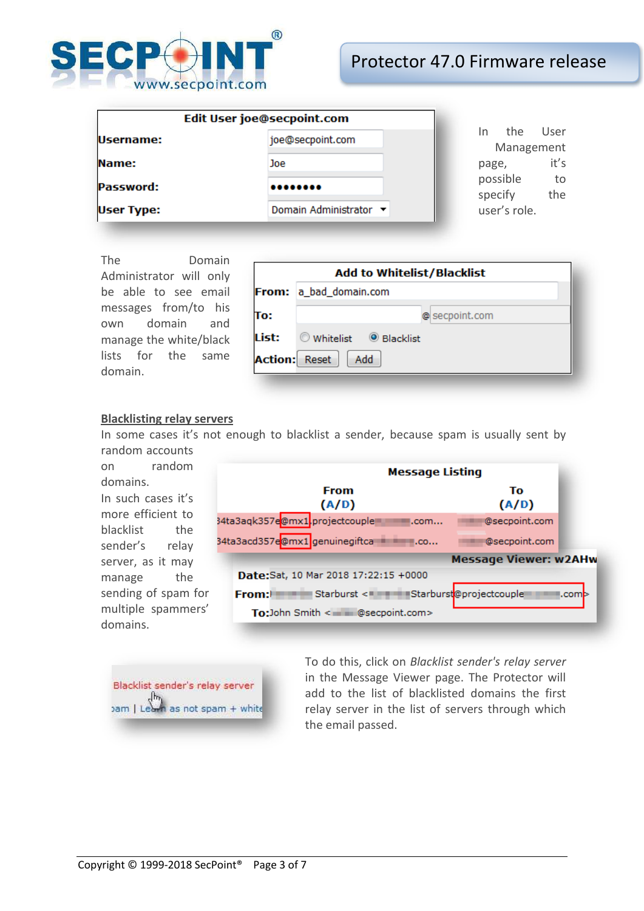In the User Management page, it's possible to specify the user's role.

The Domain Administrator will only be able to see email messages from/to his own domain and manage the white/black lists for the same domain.

## Blacklisting relay servers

In some cases it's not enough to blacklist a sender, because spam is usually sent by random accounts on random domains.

In such cases it's more efficient to blacklist the sender's relay server, as it may manage the sending of spam for multiple spammers' domains.

To do this, click on *Blacklist sender's relay server* in the Message Viewer page. The Protector will add to the list of blacklisted domains the first relay server in the list of servers through which the email passed.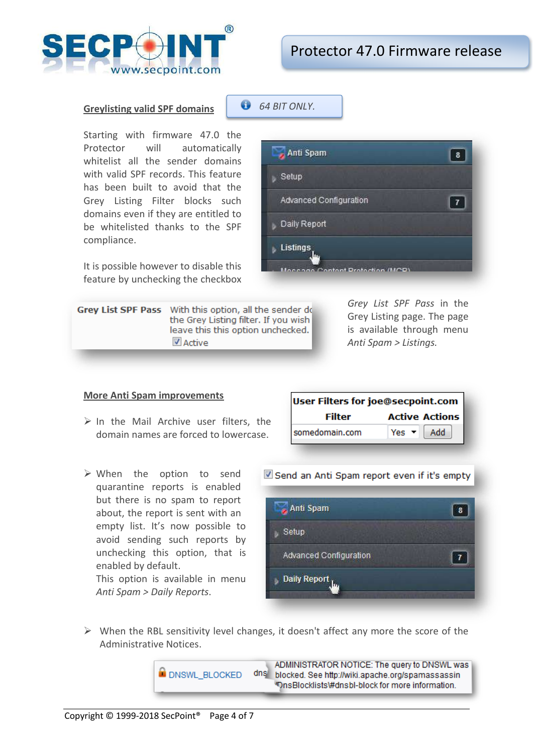## Greylisting valid SPF domains

64 BIT ONLY.

Starting with firmware 47.0 the Protector will automatically whitelist all the sender domains with valid SPF records. This feature has been built to avoid that the Grey Listing Filter blocks such domains even if they are entitled to be whitelisted thanks to the SPF compliance.

It is possible however to disable this feature by unchecking the checkbox *Grey List SPF Pass* in the Grey Listing page. The page is available through menu *Anti Spam > Listings.*

## More Anti Spam improvements

- In the Mail Archive user filters, the domain names are forced to lowercase.

- When the option to send quarantine reports is enabled but there is no spam to report about, the report is sent with an empty list. It's now possible to avoid sending such reports by unchecking this option, that is enabled by default.
  This option is available in menu *Anti Spam > Daily Reports*.

- When the RBL sensitivity level changes, it doesn't affect any more the score of the Administrative Notices.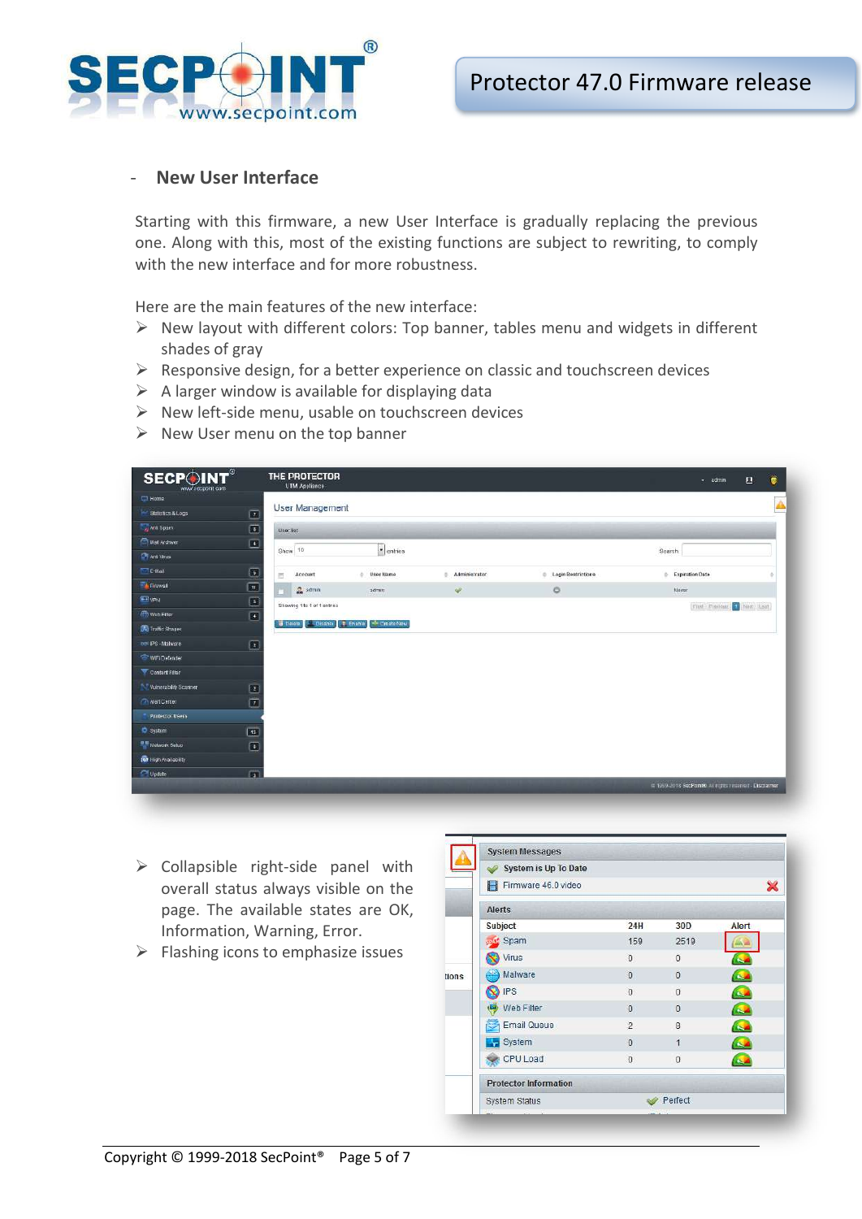- **New User Interface**

Starting with this firmware, a new User Interface is gradually replacing the previous one. Along with this, most of the existing functions are subject to rewriting, to comply with the new interface and for more robustness.

Here are the main features of the new interface:

- New layout with different colors: Top banner, tables menu and widgets in different shades of gray
- Responsive design, for a better experience on classic and touchscreen devices
- A larger window is available for displaying data
- New left-side menu, usable on touchscreen devices
- New User menu on the top banner

- Collapsible right-side panel with overall status always visible on the page. The available states are OK, Information, Warning, Error.
- Flashing icons to emphasize issues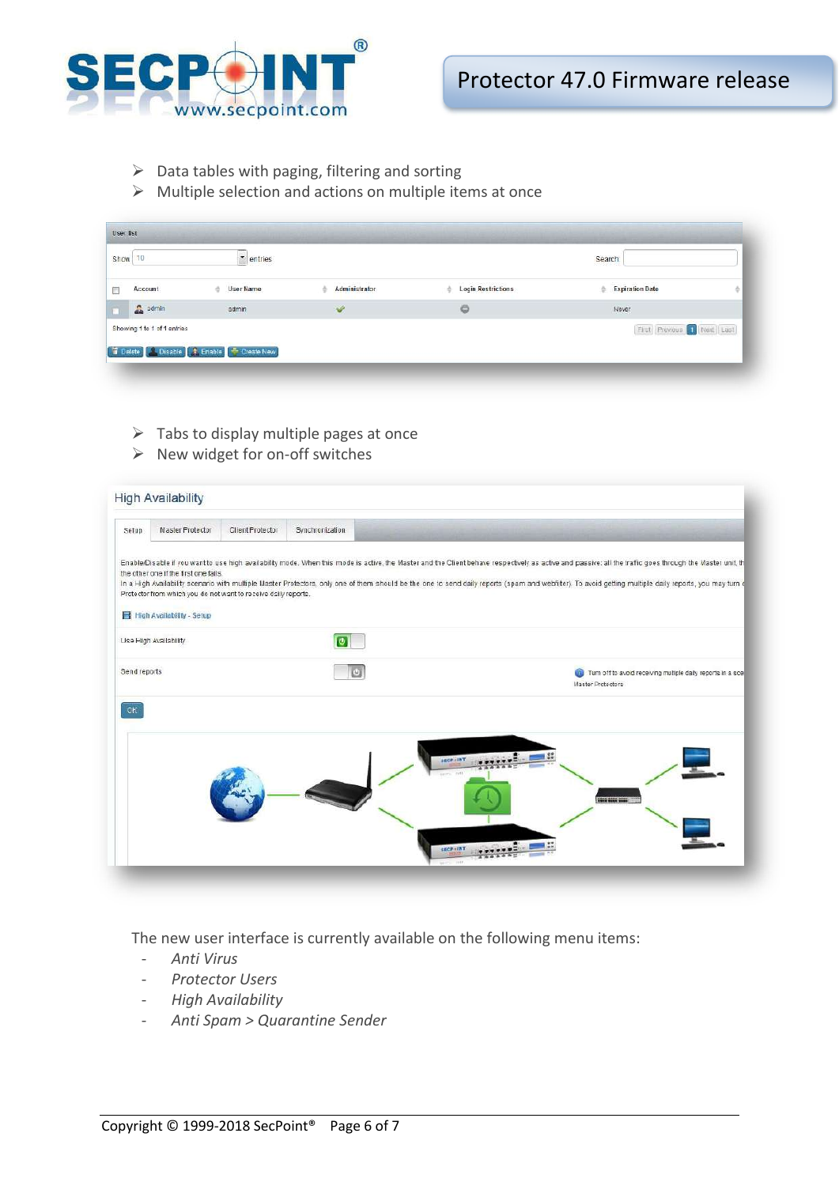- Data tables with paging, filtering and sorting
- Multiple selection and actions on multiple items at once

- Tabs to display multiple pages at once
- New widget for on-off switches

The new user interface is currently available on the following menu items:

- *Anti Virus*
- *Protector Users*
- *High Availability*
- *Anti Spam > Quarantine Sender*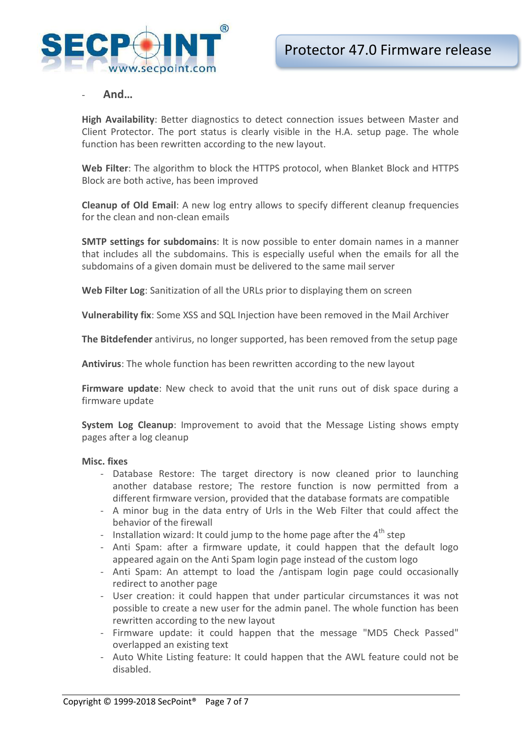- **And…**

**High Availability**: Better diagnostics to detect connection issues between Master and Client Protector. The port status is clearly visible in the H.A. setup page. The whole function has been rewritten according to the new layout.

**Web Filter**: The algorithm to block the HTTPS protocol, when Blanket Block and HTTPS Block are both active, has been improved

**Cleanup of Old Email**: A new log entry allows to specify different cleanup frequencies for the clean and non-clean emails

**SMTP settings for subdomains**: It is now possible to enter domain names in a manner that includes all the subdomains. This is especially useful when the emails for all the subdomains of a given domain must be delivered to the same mail server

**Web Filter Log**: Sanitization of all the URLs prior to displaying them on screen

**Vulnerability fix**: Some XSS and SQL Injection have been removed in the Mail Archiver

**The Bitdefender** antivirus, no longer supported, has been removed from the setup page

**Antivirus**: The whole function has been rewritten according to the new layout

**Firmware update**: New check to avoid that the unit runs out of disk space during a firmware update

**System Log Cleanup**: Improvement to avoid that the Message Listing shows empty pages after a log cleanup

**Misc. fixes**

- Database Restore: The target directory is now cleaned prior to launching another database restore; The restore function is now permitted from a different firmware version, provided that the database formats are compatible
- A minor bug in the data entry of Urls in the Web Filter that could affect the behavior of the firewall
- Installation wizard: It could jump to the home page after the 4th step
- Anti Spam: after a firmware update, it could happen that the default logo appeared again on the Anti Spam login page instead of the custom logo
- Anti Spam: An attempt to load the /antispam login page could occasionally redirect to another page
- User creation: it could happen that under particular circumstances it was not possible to create a new user for the admin panel. The whole function has been rewritten according to the new layout
- Firmware update: it could happen that the message "MD5 Check Passed" overlapped an existing text
- Auto White Listing feature: It could happen that the AWL feature could not be disabled.